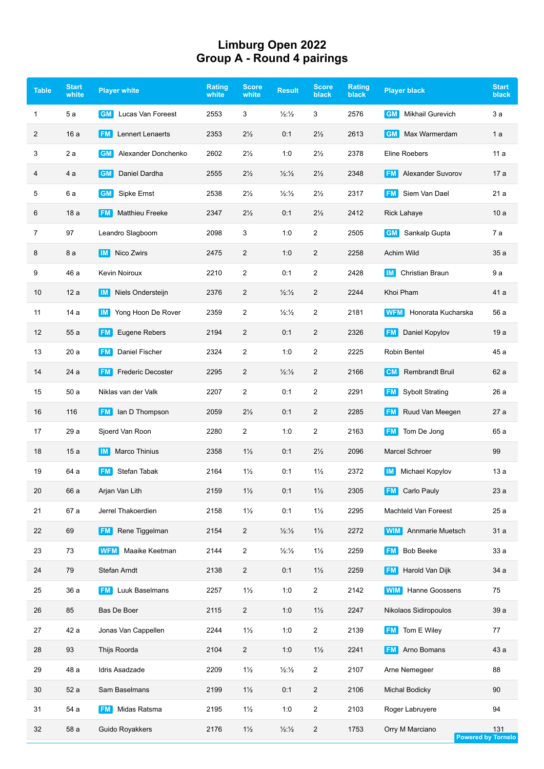# Limburg Open 2022
## Group A - Round 4 pairings

| Table | Start white | Player white | Rating white | Score white | Result | Score black | Rating black | Player black | Start black |
|---|---|---|---|---|---|---|---|---|---|
| 1 | 5 a | GM Lucas Van Foreest | 2553 | 3 | ½:½ | 3 | 2576 | GM Mikhail Gurevich | 3 a |
| 2 | 16 a | FM Lennert Lenaerts | 2353 | 2½ | 0:1 | 2½ | 2613 | GM Max Warmerdam | 1 a |
| 3 | 2 a | GM Alexander Donchenko | 2602 | 2½ | 1:0 | 2½ | 2378 | Eline Roebers | 11 a |
| 4 | 4 a | GM Daniel Dardha | 2555 | 2½ | ½:½ | 2½ | 2348 | FM Alexander Suvorov | 17 a |
| 5 | 6 a | GM Sipke Ernst | 2538 | 2½ | ½:½ | 2½ | 2317 | FM Siem Van Dael | 21 a |
| 6 | 18 a | FM Matthieu Freeke | 2347 | 2½ | 0:1 | 2½ | 2412 | Rick Lahaye | 10 a |
| 7 | 97 | Leandro Slagboom | 2098 | 3 | 1:0 | 2 | 2505 | GM Sankalp Gupta | 7 a |
| 8 | 8 a | IM Nico Zwirs | 2475 | 2 | 1:0 | 2 | 2258 | Achim Wild | 35 a |
| 9 | 46 a | Kevin Noiroux | 2210 | 2 | 0:1 | 2 | 2428 | IM Christian Braun | 9 a |
| 10 | 12 a | IM Niels Ondersteijn | 2376 | 2 | ½:½ | 2 | 2244 | Khoi Pham | 41 a |
| 11 | 14 a | IM Yong Hoon De Rover | 2359 | 2 | ½:½ | 2 | 2181 | WFM Honorata Kucharska | 56 a |
| 12 | 55 a | FM Eugene Rebers | 2194 | 2 | 0:1 | 2 | 2326 | FM Daniel Kopylov | 19 a |
| 13 | 20 a | FM Daniel Fischer | 2324 | 2 | 1:0 | 2 | 2225 | Robin Bentel | 45 a |
| 14 | 24 a | FM Frederic Decoster | 2295 | 2 | ½:½ | 2 | 2166 | CM Rembrandt Bruil | 62 a |
| 15 | 50 a | Niklas van der Valk | 2207 | 2 | 0:1 | 2 | 2291 | FM Sybolt Strating | 26 a |
| 16 | 116 | FM Ian D Thompson | 2059 | 2½ | 0:1 | 2 | 2285 | FM Ruud Van Meegen | 27 a |
| 17 | 29 a | Sjoerd Van Roon | 2280 | 2 | 1:0 | 2 | 2163 | FM Tom De Jong | 65 a |
| 18 | 15 a | IM Marco Thinius | 2358 | 1½ | 0:1 | 2½ | 2096 | Marcel Schroer | 99 |
| 19 | 64 a | FM Stefan Tabak | 2164 | 1½ | 0:1 | 1½ | 2372 | IM Michael Kopylov | 13 a |
| 20 | 66 a | Arjan Van Lith | 2159 | 1½ | 0:1 | 1½ | 2305 | FM Carlo Pauly | 23 a |
| 21 | 67 a | Jerrel Thakoerdien | 2158 | 1½ | 0:1 | 1½ | 2295 | Machteld Van Foreest | 25 a |
| 22 | 69 | FM Rene Tiggelman | 2154 | 2 | ½:½ | 1½ | 2272 | WIM Annmarie Muetsch | 31 a |
| 23 | 73 | WFM Maaike Keetman | 2144 | 2 | ½:½ | 1½ | 2259 | FM Bob Beeke | 33 a |
| 24 | 79 | Stefan Arndt | 2138 | 2 | 0:1 | 1½ | 2259 | FM Harold Van Dijk | 34 a |
| 25 | 36 a | FM Luuk Baselmans | 2257 | 1½ | 1:0 | 2 | 2142 | WIM Hanne Goossens | 75 |
| 26 | 85 | Bas De Boer | 2115 | 2 | 1:0 | 1½ | 2247 | Nikolaos Sidiropoulos | 39 a |
| 27 | 42 a | Jonas Van Cappellen | 2244 | 1½ | 1:0 | 2 | 2139 | FM Tom E Wiley | 77 |
| 28 | 93 | Thijs Roorda | 2104 | 2 | 1:0 | 1½ | 2241 | FM Arno Bomans | 43 a |
| 29 | 48 a | Idris Asadzade | 2209 | 1½ | ½:½ | 2 | 2107 | Arne Nemegeer | 88 |
| 30 | 52 a | Sam Baselmans | 2199 | 1½ | 0:1 | 2 | 2106 | Michal Bodicky | 90 |
| 31 | 54 a | FM Midas Ratsma | 2195 | 1½ | 1:0 | 2 | 2103 | Roger Labruyere | 94 |
| 32 | 58 a | Guido Royakkers | 2176 | 1½ | ½:½ | 2 | 1753 | Orry M Marciano | 131 |

Powered by Tornelo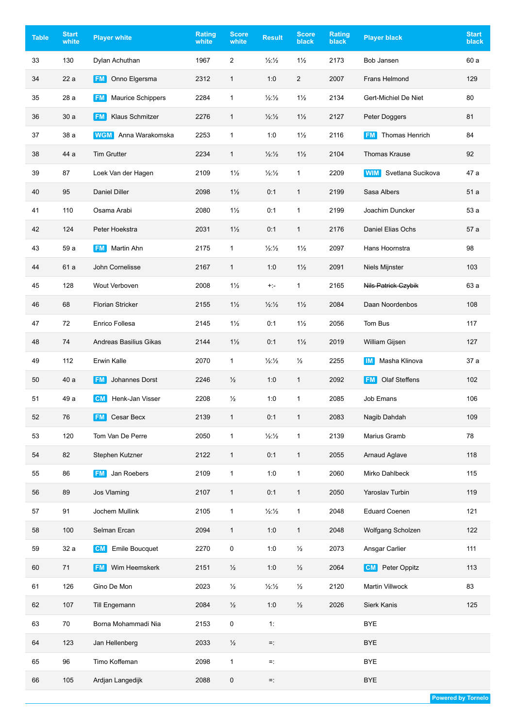| Table | Start white | Player white | Rating white | Score white | Result | Score black | Rating black | Player black | Start black |
|---|---|---|---|---|---|---|---|---|---|
| 33 | 130 | Dylan Achuthan | 1967 | 2 | ½:½ | 1½ | 2173 | Bob Jansen | 60 a |
| 34 | 22 a | FM Onno Elgersma | 2312 | 1 | 1:0 | 2 | 2007 | Frans Helmond | 129 |
| 35 | 28 a | FM Maurice Schippers | 2284 | 1 | ½:½ | 1½ | 2134 | Gert-Michiel De Niet | 80 |
| 36 | 30 a | FM Klaus Schmitzer | 2276 | 1 | ½:½ | 1½ | 2127 | Peter Doggers | 81 |
| 37 | 38 a | WGM Anna Warakomska | 2253 | 1 | 1:0 | 1½ | 2116 | FM Thomas Henrich | 84 |
| 38 | 44 a | Tim Grutter | 2234 | 1 | ½:½ | 1½ | 2104 | Thomas Krause | 92 |
| 39 | 87 | Loek Van der Hagen | 2109 | 1½ | ½:½ | 1 | 2209 | WIM Svetlana Sucikova | 47 a |
| 40 | 95 | Daniel Diller | 2098 | 1½ | 0:1 | 1 | 2199 | Sasa Albers | 51 a |
| 41 | 110 | Osama Arabi | 2080 | 1½ | 0:1 | 1 | 2199 | Joachim Duncker | 53 a |
| 42 | 124 | Peter Hoekstra | 2031 | 1½ | 0:1 | 1 | 2176 | Daniel Elias Ochs | 57 a |
| 43 | 59 a | FM Martin Ahn | 2175 | 1 | ½:½ | 1½ | 2097 | Hans Hoornstra | 98 |
| 44 | 61 a | John Cornelisse | 2167 | 1 | 1:0 | 1½ | 2091 | Niels Mijnster | 103 |
| 45 | 128 | Wout Verboven | 2008 | 1½ | +:- | 1 | 2165 | ~~Nils Patrick Czybik~~ | 63 a |
| 46 | 68 | Florian Stricker | 2155 | 1½ | ½:½ | 1½ | 2084 | Daan Noordenbos | 108 |
| 47 | 72 | Enrico Follesa | 2145 | 1½ | 0:1 | 1½ | 2056 | Tom Bus | 117 |
| 48 | 74 | Andreas Basilius Gikas | 2144 | 1½ | 0:1 | 1½ | 2019 | William Gijsen | 127 |
| 49 | 112 | Erwin Kalle | 2070 | 1 | ½:½ | ½ | 2255 | IM Masha Klinova | 37 a |
| 50 | 40 a | FM Johannes Dorst | 2246 | ½ | 1:0 | 1 | 2092 | FM Olaf Steffens | 102 |
| 51 | 49 a | CM Henk-Jan Visser | 2208 | ½ | 1:0 | 1 | 2085 | Job Emans | 106 |
| 52 | 76 | FM Cesar Becx | 2139 | 1 | 0:1 | 1 | 2083 | Nagib Dahdah | 109 |
| 53 | 120 | Tom Van De Perre | 2050 | 1 | ½:½ | 1 | 2139 | Marius Gramb | 78 |
| 54 | 82 | Stephen Kutzner | 2122 | 1 | 0:1 | 1 | 2055 | Arnaud Aglave | 118 |
| 55 | 86 | FM Jan Roebers | 2109 | 1 | 1:0 | 1 | 2060 | Mirko Dahlbeck | 115 |
| 56 | 89 | Jos Vlaming | 2107 | 1 | 0:1 | 1 | 2050 | Yaroslav Turbin | 119 |
| 57 | 91 | Jochem Mullink | 2105 | 1 | ½:½ | 1 | 2048 | Eduard Coenen | 121 |
| 58 | 100 | Selman Ercan | 2094 | 1 | 1:0 | 1 | 2048 | Wolfgang Scholzen | 122 |
| 59 | 32 a | CM Emile Boucquet | 2270 | 0 | 1:0 | ½ | 2073 | Ansgar Carlier | 111 |
| 60 | 71 | FM Wim Heemskerk | 2151 | ½ | 1:0 | ½ | 2064 | CM Peter Oppitz | 113 |
| 61 | 126 | Gino De Mon | 2023 | ½ | ½:½ | ½ | 2120 | Martin Villwock | 83 |
| 62 | 107 | Till Engemann | 2084 | ½ | 1:0 | ½ | 2026 | Sierk Kanis | 125 |
| 63 | 70 | Borna Mohammadi Nia | 2153 | 0 | 1: | | | BYE | |
| 64 | 123 | Jan Hellenberg | 2033 | ½ | =: | | | BYE | |
| 65 | 96 | Timo Koffeman | 2098 | 1 | =: | | | BYE | |
| 66 | 105 | Ardjan Langedijk | 2088 | 0 | =: | | | BYE | |

Powered by Tornelo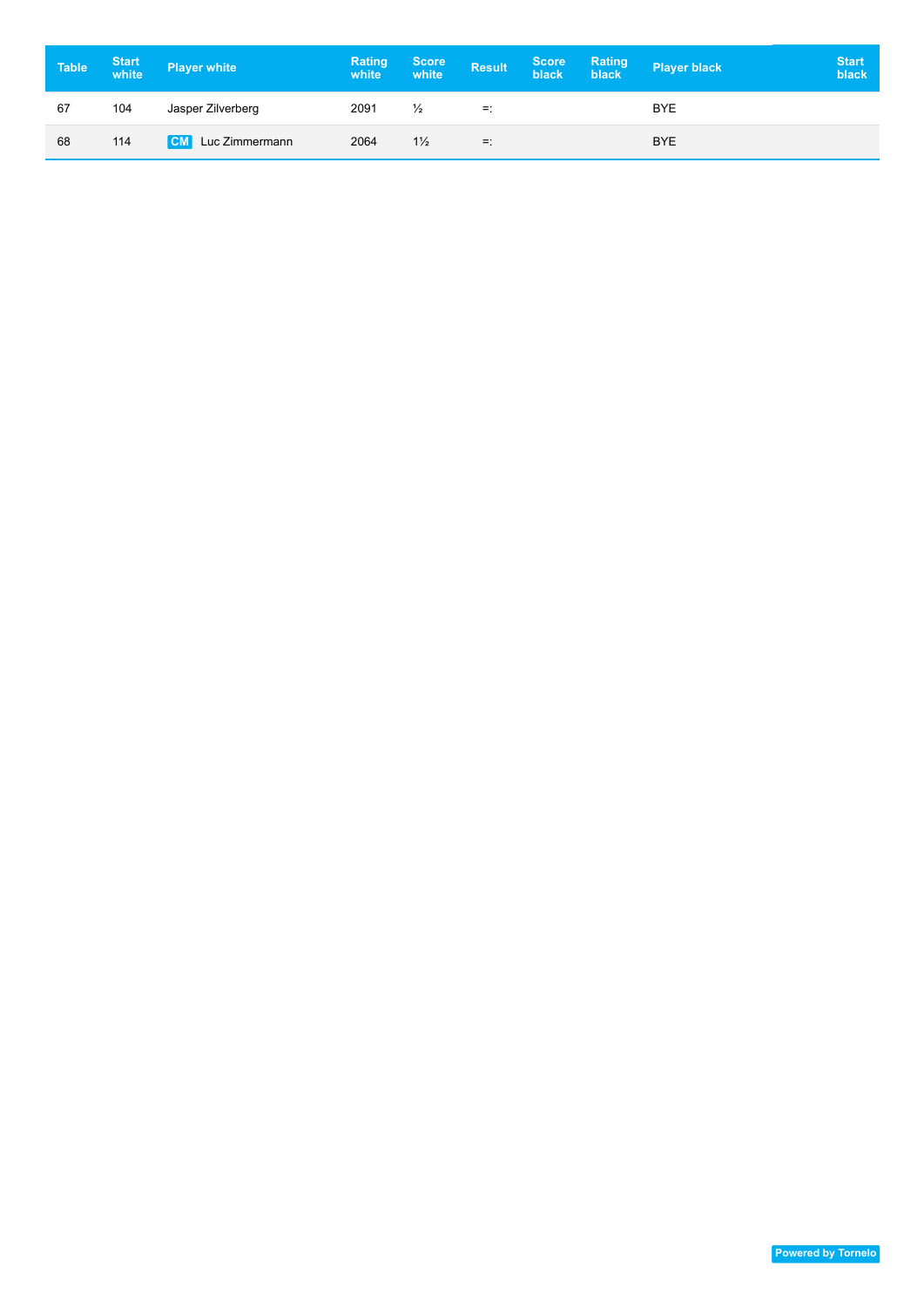| Table | Start white | Player white | Rating white | Score white | Result | Score black | Rating black | Player black | Start black |
|---|---|---|---|---|---|---|---|---|---|
| 67 | 104 | Jasper Zilverberg | 2091 | ½ | =: | | | BYE | |
| 68 | 114 | CM Luc Zimmermann | 2064 | 1½ | =: | | | BYE | |